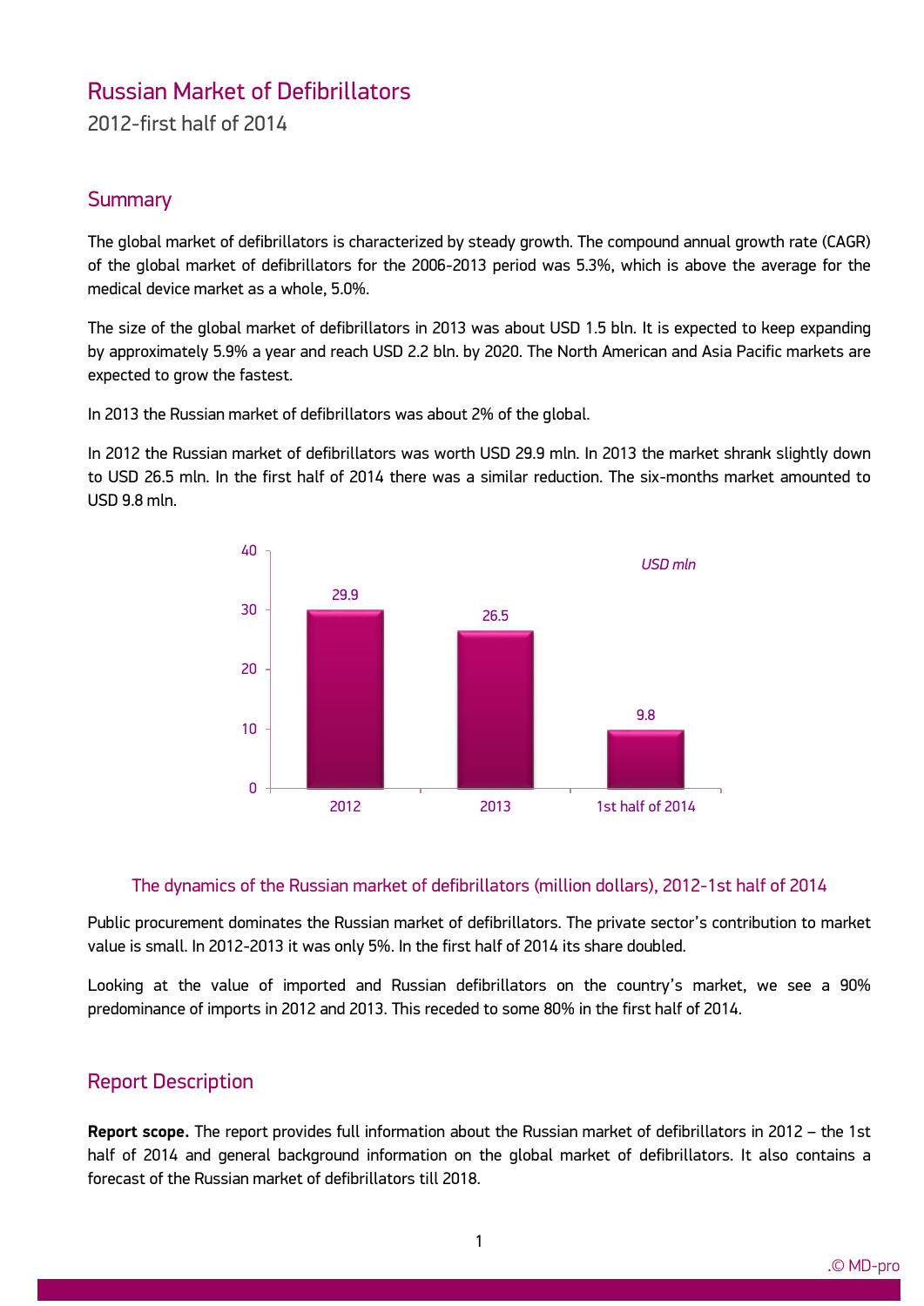# Russian Market of Defibrillators

2012-first half of 2014

## Summary

The global market of defibrillators is characterized by steady growth. The compound annual growth rate (CAGR) of the global market of defibrillators for the 2006-2013 period was 5.3%, which is above the average for the medical device market as a whole, 5.0%.

The size of the global market of defibrillators in 2013 was about USD 1.5 bln. It is expected to keep expanding by approximately 5.9% a year and reach USD 2.2 bln. by 2020. The North American and Asia Pacific markets are expected to grow the fastest.

In 2013 the Russian market of defibrillators was about 2% of the global.

In 2012 the Russian market of defibrillators was worth USD 29.9 mln. In 2013 the market shrank slightly down to USD 26.5 mln. In the first half of 2014 there was a similar reduction. The six-months market amounted to USD 9.8 mln.

| Period | USD mln |
|---|---|
| 2012 | 29.9 |
| 2013 | 26.5 |
| 1st half of 2014 | 9.8 |

The dynamics of the Russian market of defibrillators (million dollars), 2012-1st half of 2014

Public procurement dominates the Russian market of defibrillators. The private sector's contribution to market value is small. In 2012-2013 it was only 5%. In the first half of 2014 its share doubled.

Looking at the value of imported and Russian defibrillators on the country's market, we see a 90% predominance of imports in 2012 and 2013. This receded to some 80% in the first half of 2014.

## Report Description

**Report scope.** The report provides full information about the Russian market of defibrillators in 2012 – the 1st half of 2014 and general background information on the global market of defibrillators. It also contains a forecast of the Russian market of defibrillators till 2018.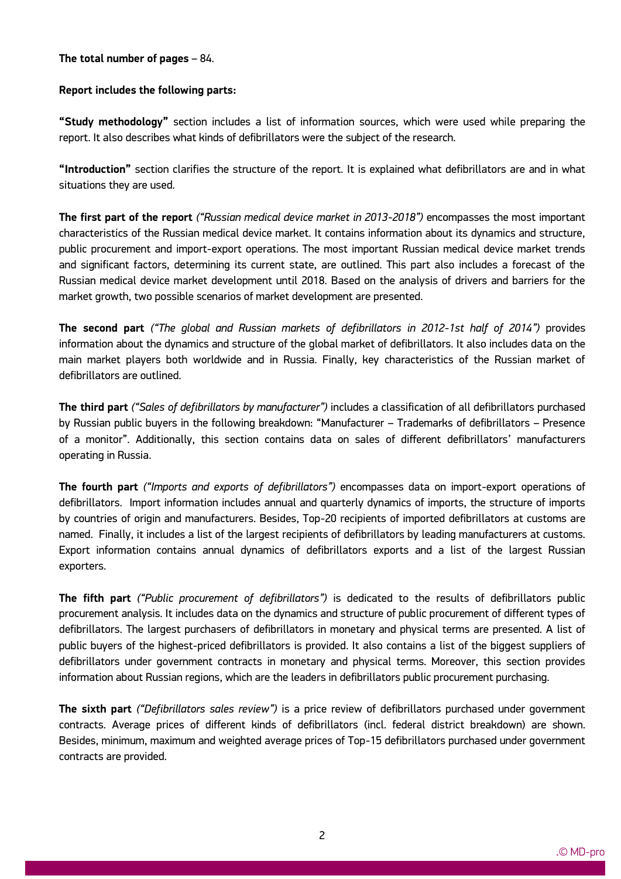**The total number of pages** – 84.

**Report includes the following parts:**

**"Study methodology"** section includes a list of information sources, which were used while preparing the report. It also describes what kinds of defibrillators were the subject of the research.

**"Introduction"** section clarifies the structure of the report. It is explained what defibrillators are and in what situations they are used.

**The first part of the report** *("Russian medical device market in 2013-2018")* encompasses the most important characteristics of the Russian medical device market. It contains information about its dynamics and structure, public procurement and import-export operations. The most important Russian medical device market trends and significant factors, determining its current state, are outlined. This part also includes a forecast of the Russian medical device market development until 2018. Based on the analysis of drivers and barriers for the market growth, two possible scenarios of market development are presented.

**The second part** *("The global and Russian markets of defibrillators in 2012-1st half of 2014")* provides information about the dynamics and structure of the global market of defibrillators. It also includes data on the main market players both worldwide and in Russia. Finally, key characteristics of the Russian market of defibrillators are outlined.

**The third part** *("Sales of defibrillators by manufacturer")* includes a classification of all defibrillators purchased by Russian public buyers in the following breakdown: "Manufacturer – Trademarks of defibrillators – Presence of a monitor". Additionally, this section contains data on sales of different defibrillators' manufacturers operating in Russia.

**The fourth part** *("Imports and exports of defibrillators")* encompasses data on import-export operations of defibrillators. Import information includes annual and quarterly dynamics of imports, the structure of imports by countries of origin and manufacturers. Besides, Top-20 recipients of imported defibrillators at customs are named. Finally, it includes a list of the largest recipients of defibrillators by leading manufacturers at customs. Export information contains annual dynamics of defibrillators exports and a list of the largest Russian exporters.

**The fifth part** *("Public procurement of defibrillators")* is dedicated to the results of defibrillators public procurement analysis. It includes data on the dynamics and structure of public procurement of different types of defibrillators. The largest purchasers of defibrillators in monetary and physical terms are presented. A list of public buyers of the highest-priced defibrillators is provided. It also contains a list of the biggest suppliers of defibrillators under government contracts in monetary and physical terms. Moreover, this section provides information about Russian regions, which are the leaders in defibrillators public procurement purchasing.

**The sixth part** *("Defibrillators sales review")* is a price review of defibrillators purchased under government contracts. Average prices of different kinds of defibrillators (incl. federal district breakdown) are shown. Besides, minimum, maximum and weighted average prices of Top-15 defibrillators purchased under government contracts are provided.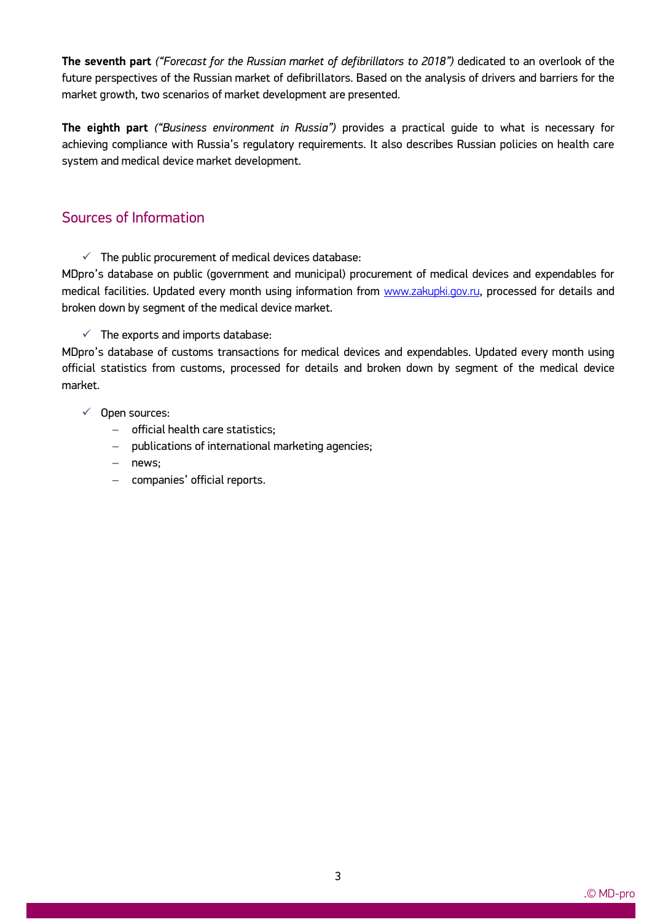**The seventh part** *("Forecast for the Russian market of defibrillators to 2018")* dedicated to an overlook of the future perspectives of the Russian market of defibrillators. Based on the analysis of drivers and barriers for the market growth, two scenarios of market development are presented.

**The eighth part** *("Business environment in Russia")* provides a practical guide to what is necessary for achieving compliance with Russia's regulatory requirements. It also describes Russian policies on health care system and medical device market development.

## Sources of Information

- ✓ The public procurement of medical devices database:

MDpro's database on public (government and municipal) procurement of medical devices and expendables for medical facilities. Updated every month using information from www.zakupki.gov.ru, processed for details and broken down by segment of the medical device market.

- ✓ The exports and imports database:

MDpro's database of customs transactions for medical devices and expendables. Updated every month using official statistics from customs, processed for details and broken down by segment of the medical device market.

- ✓ Open sources:
  - official health care statistics;
  - publications of international marketing agencies;
  - news;
  - companies' official reports.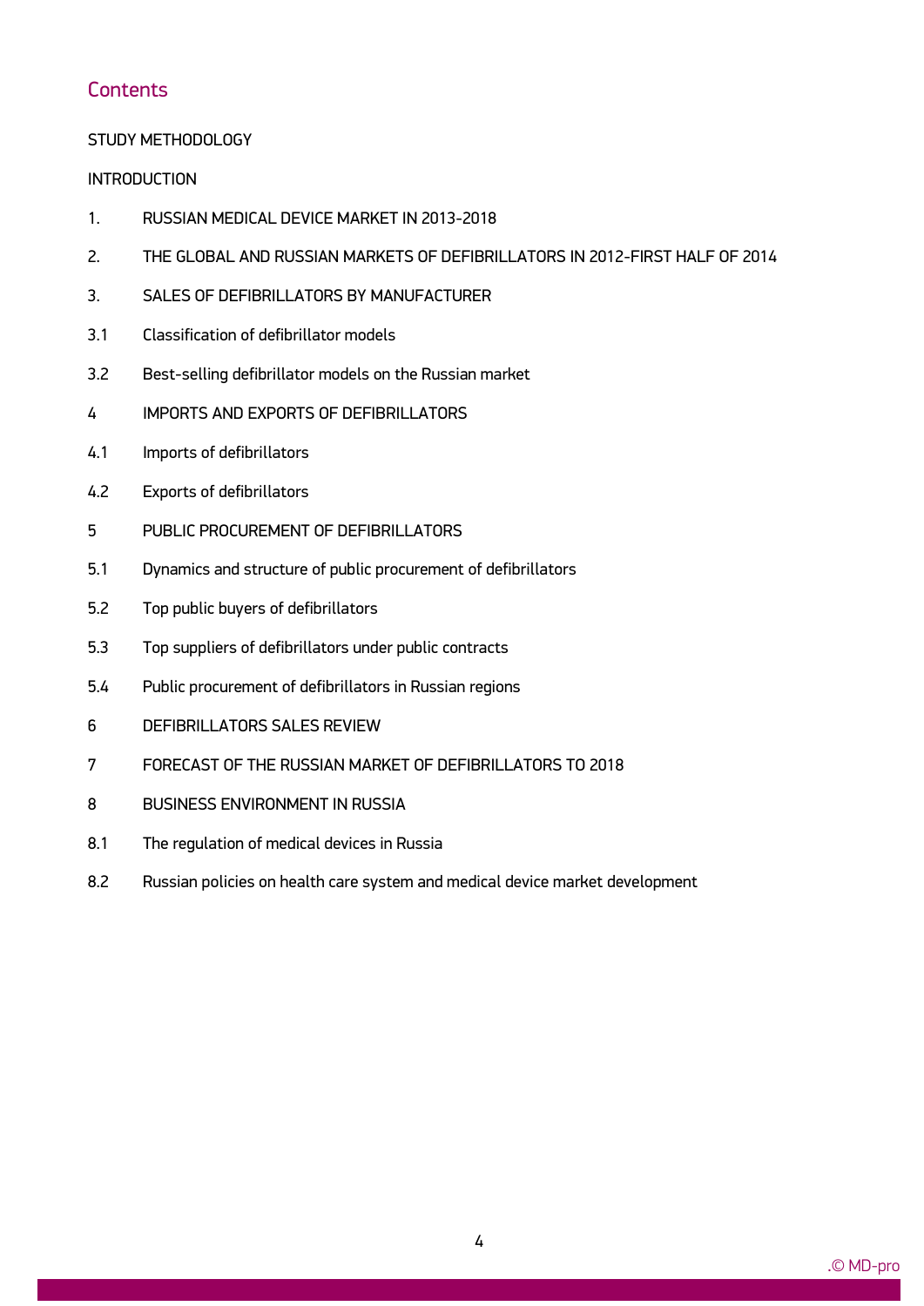# Contents

STUDY METHODOLOGY

INTRODUCTION

1. RUSSIAN MEDICAL DEVICE MARKET IN 2013-2018
2. THE GLOBAL AND RUSSIAN MARKETS OF DEFIBRILLATORS IN 2012-FIRST HALF OF 2014
3. SALES OF DEFIBRILLATORS BY MANUFACTURER

3.1 Classification of defibrillator models

3.2 Best-selling defibrillator models on the Russian market

4 IMPORTS AND EXPORTS OF DEFIBRILLATORS

4.1 Imports of defibrillators

4.2 Exports of defibrillators

5 PUBLIC PROCUREMENT OF DEFIBRILLATORS

5.1 Dynamics and structure of public procurement of defibrillators

5.2 Top public buyers of defibrillators

5.3 Top suppliers of defibrillators under public contracts

5.4 Public procurement of defibrillators in Russian regions

6 DEFIBRILLATORS SALES REVIEW

7 FORECAST OF THE RUSSIAN MARKET OF DEFIBRILLATORS TO 2018

8 BUSINESS ENVIRONMENT IN RUSSIA

8.1 The regulation of medical devices in Russia

8.2 Russian policies on health care system and medical device market development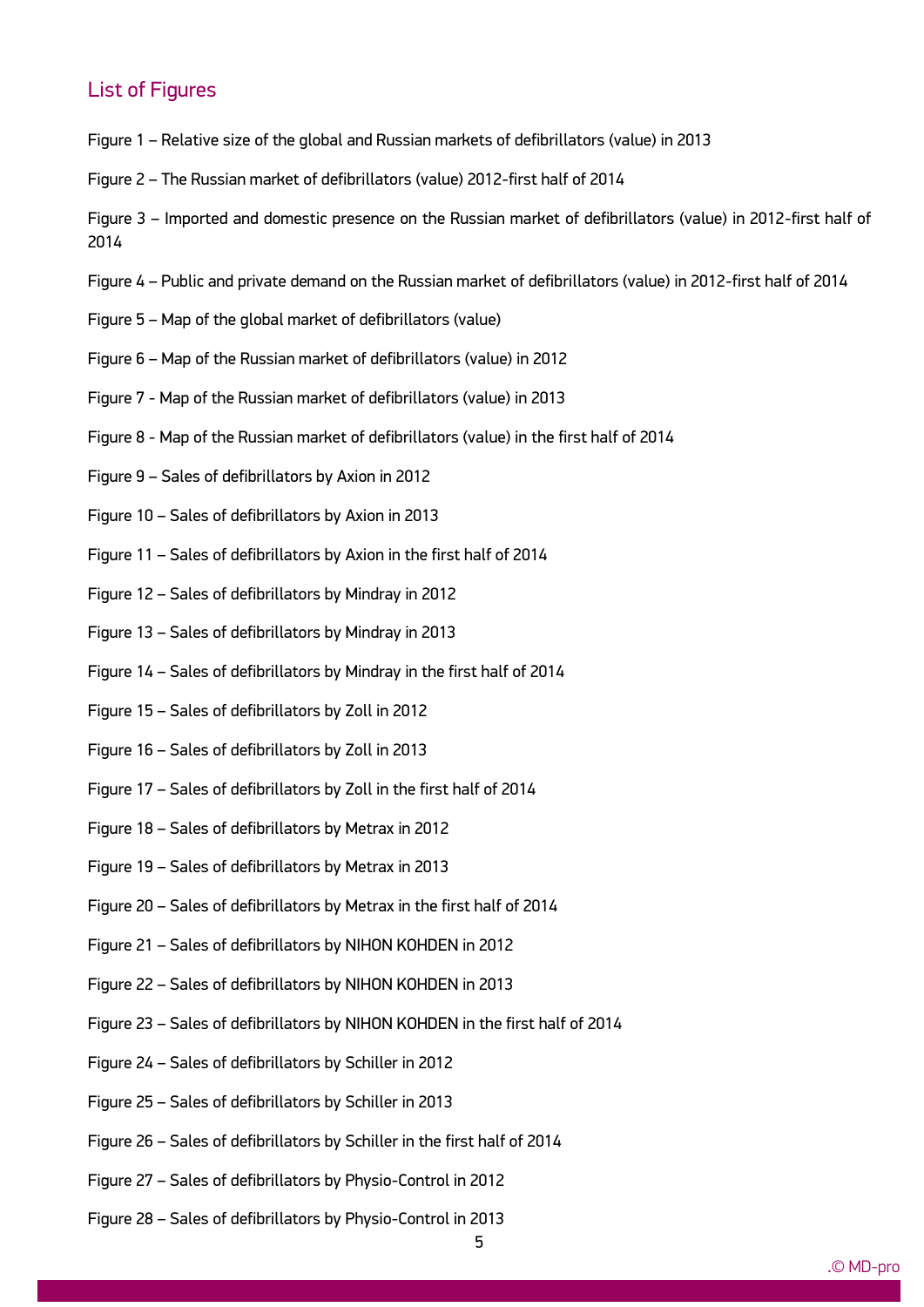## List of Figures

Figure 1 – Relative size of the global and Russian markets of defibrillators (value) in 2013

Figure 2 – The Russian market of defibrillators (value) 2012-first half of 2014

Figure 3 – Imported and domestic presence on the Russian market of defibrillators (value) in 2012-first half of 2014

Figure 4 – Public and private demand on the Russian market of defibrillators (value) in 2012-first half of 2014

Figure 5 – Map of the global market of defibrillators (value)

Figure 6 – Map of the Russian market of defibrillators (value) in 2012

Figure 7 - Map of the Russian market of defibrillators (value) in 2013

Figure 8 - Map of the Russian market of defibrillators (value) in the first half of 2014

Figure 9 – Sales of defibrillators by Axion in 2012

Figure 10 – Sales of defibrillators by Axion in 2013

Figure 11 – Sales of defibrillators by Axion in the first half of 2014

Figure 12 – Sales of defibrillators by Mindray in 2012

Figure 13 – Sales of defibrillators by Mindray in 2013

Figure 14 – Sales of defibrillators by Mindray in the first half of 2014

Figure 15 – Sales of defibrillators by Zoll in 2012

Figure 16 – Sales of defibrillators by Zoll in 2013

Figure 17 – Sales of defibrillators by Zoll in the first half of 2014

Figure 18 – Sales of defibrillators by Metrax in 2012

Figure 19 – Sales of defibrillators by Metrax in 2013

Figure 20 – Sales of defibrillators by Metrax in the first half of 2014

Figure 21 – Sales of defibrillators by NIHON KOHDEN in 2012

Figure 22 – Sales of defibrillators by NIHON KOHDEN in 2013

Figure 23 – Sales of defibrillators by NIHON KOHDEN in the first half of 2014

Figure 24 – Sales of defibrillators by Schiller in 2012

Figure 25 – Sales of defibrillators by Schiller in 2013

Figure 26 – Sales of defibrillators by Schiller in the first half of 2014

Figure 27 – Sales of defibrillators by Physio-Control in 2012

Figure 28 – Sales of defibrillators by Physio-Control in 2013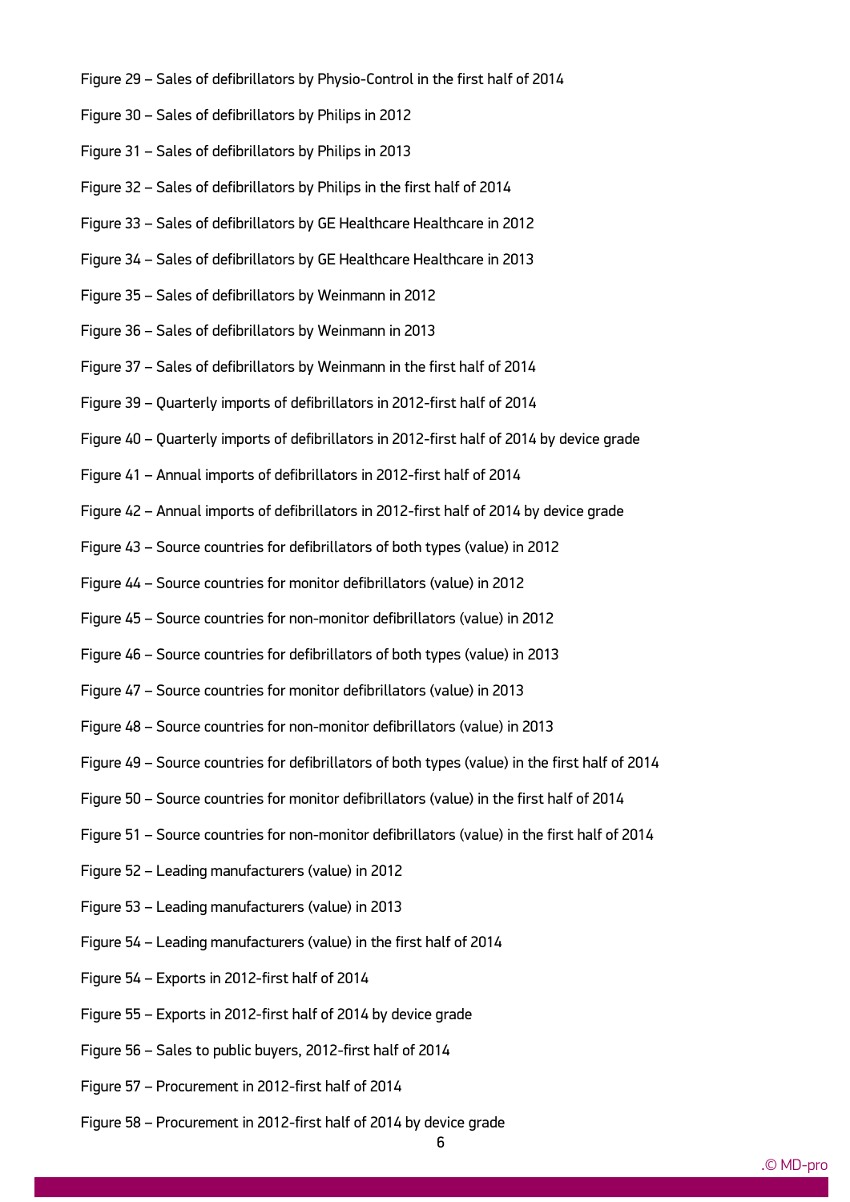Figure 29 – Sales of defibrillators by Physio-Control in the first half of 2014

Figure 30 – Sales of defibrillators by Philips in 2012

Figure 31 – Sales of defibrillators by Philips in 2013

Figure 32 – Sales of defibrillators by Philips in the first half of 2014

Figure 33 – Sales of defibrillators by GE Healthcare Healthcare in 2012

Figure 34 – Sales of defibrillators by GE Healthcare Healthcare in 2013

Figure 35 – Sales of defibrillators by Weinmann in 2012

Figure 36 – Sales of defibrillators by Weinmann in 2013

Figure 37 – Sales of defibrillators by Weinmann in the first half of 2014

Figure 39 – Quarterly imports of defibrillators in 2012-first half of 2014

Figure 40 – Quarterly imports of defibrillators in 2012-first half of 2014 by device grade

Figure 41 – Annual imports of defibrillators in 2012-first half of 2014

Figure 42 – Annual imports of defibrillators in 2012-first half of 2014 by device grade

Figure 43 – Source countries for defibrillators of both types (value) in 2012

Figure 44 – Source countries for monitor defibrillators (value) in 2012

Figure 45 – Source countries for non-monitor defibrillators (value) in 2012

Figure 46 – Source countries for defibrillators of both types (value) in 2013

Figure 47 – Source countries for monitor defibrillators (value) in 2013

Figure 48 – Source countries for non-monitor defibrillators (value) in 2013

Figure 49 – Source countries for defibrillators of both types (value) in the first half of 2014

Figure 50 – Source countries for monitor defibrillators (value) in the first half of 2014

Figure 51 – Source countries for non-monitor defibrillators (value) in the first half of 2014

Figure 52 – Leading manufacturers (value) in 2012

Figure 53 – Leading manufacturers (value) in 2013

Figure 54 – Leading manufacturers (value) in the first half of 2014

Figure 54 – Exports in 2012-first half of 2014

Figure 55 – Exports in 2012-first half of 2014 by device grade

Figure 56 – Sales to public buyers, 2012-first half of 2014

Figure 57 – Procurement in 2012-first half of 2014

Figure 58 – Procurement in 2012-first half of 2014 by device grade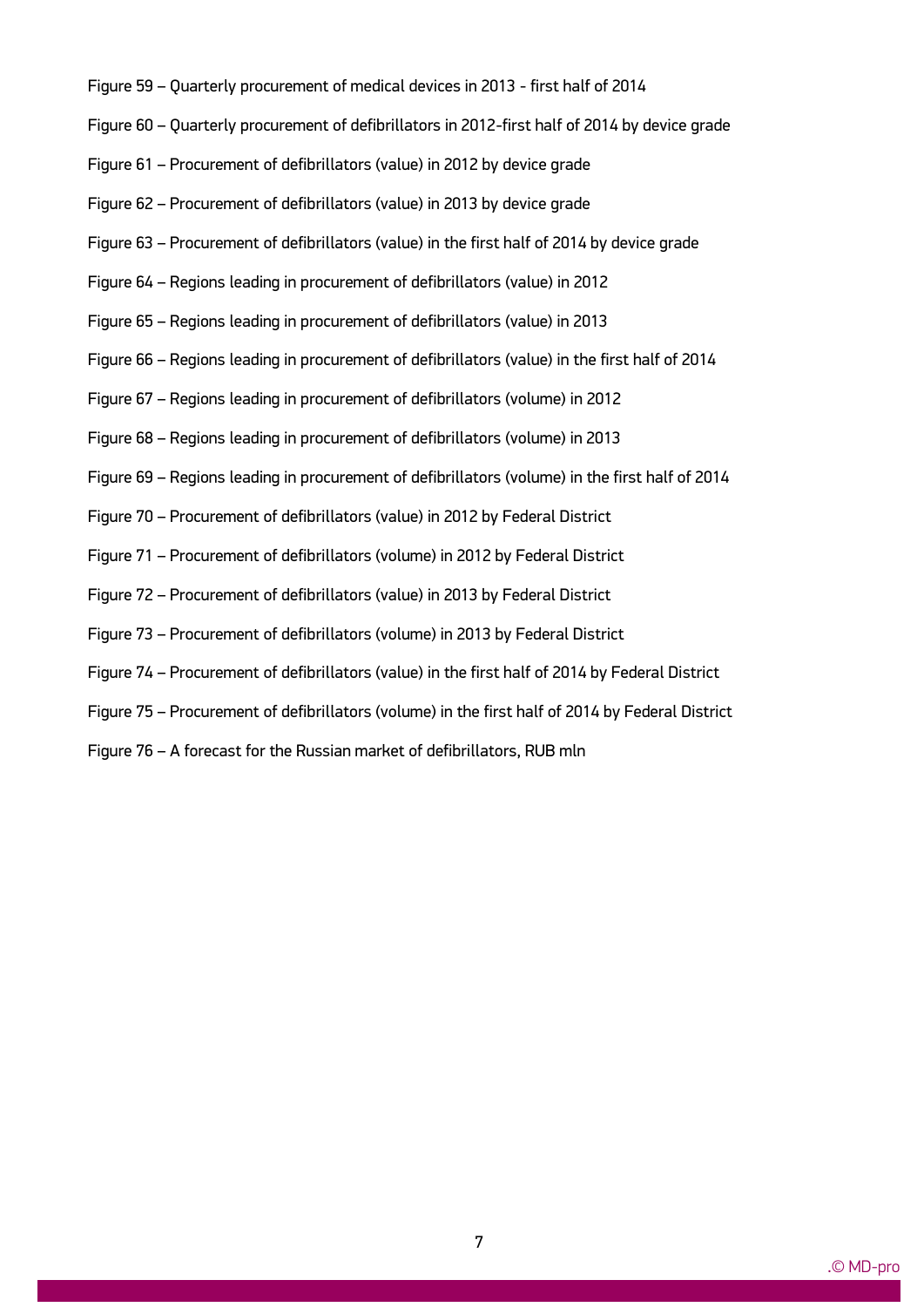Figure 59 – Quarterly procurement of medical devices in 2013 - first half of 2014

Figure 60 – Quarterly procurement of defibrillators in 2012-first half of 2014 by device grade

Figure 61 – Procurement of defibrillators (value) in 2012 by device grade

Figure 62 – Procurement of defibrillators (value) in 2013 by device grade

Figure 63 – Procurement of defibrillators (value) in the first half of 2014 by device grade

Figure 64 – Regions leading in procurement of defibrillators (value) in 2012

Figure 65 – Regions leading in procurement of defibrillators (value) in 2013

Figure 66 – Regions leading in procurement of defibrillators (value) in the first half of 2014

Figure 67 – Regions leading in procurement of defibrillators (volume) in 2012

Figure 68 – Regions leading in procurement of defibrillators (volume) in 2013

Figure 69 – Regions leading in procurement of defibrillators (volume) in the first half of 2014

Figure 70 – Procurement of defibrillators (value) in 2012 by Federal District

Figure 71 – Procurement of defibrillators (volume) in 2012 by Federal District

Figure 72 – Procurement of defibrillators (value) in 2013 by Federal District

Figure 73 – Procurement of defibrillators (volume) in 2013 by Federal District

Figure 74 – Procurement of defibrillators (value) in the first half of 2014 by Federal District

Figure 75 – Procurement of defibrillators (volume) in the first half of 2014 by Federal District

Figure 76 – A forecast for the Russian market of defibrillators, RUB mln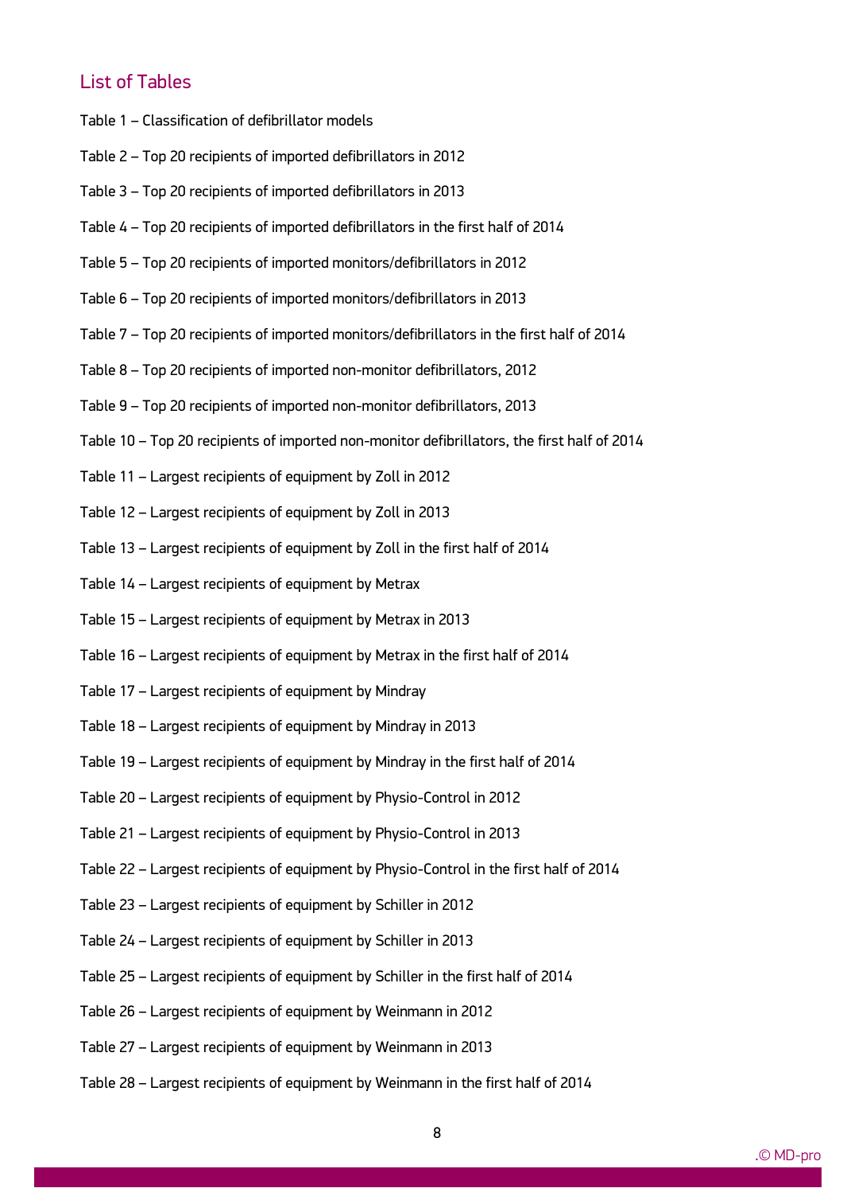## List of Tables

Table 1 – Classification of defibrillator models

Table 2 – Top 20 recipients of imported defibrillators in 2012

Table 3 – Top 20 recipients of imported defibrillators in 2013

Table 4 – Top 20 recipients of imported defibrillators in the first half of 2014

Table 5 – Top 20 recipients of imported monitors/defibrillators in 2012

Table 6 – Top 20 recipients of imported monitors/defibrillators in 2013

Table 7 – Top 20 recipients of imported monitors/defibrillators in the first half of 2014

Table 8 – Top 20 recipients of imported non-monitor defibrillators, 2012

Table 9 – Top 20 recipients of imported non-monitor defibrillators, 2013

Table 10 – Top 20 recipients of imported non-monitor defibrillators, the first half of 2014

Table 11 – Largest recipients of equipment by Zoll in 2012

Table 12 – Largest recipients of equipment by Zoll in 2013

Table 13 – Largest recipients of equipment by Zoll in the first half of 2014

Table 14 – Largest recipients of equipment by Metrax

Table 15 – Largest recipients of equipment by Metrax in 2013

Table 16 – Largest recipients of equipment by Metrax in the first half of 2014

Table 17 – Largest recipients of equipment by Mindray

Table 18 – Largest recipients of equipment by Mindray in 2013

Table 19 – Largest recipients of equipment by Mindray in the first half of 2014

Table 20 – Largest recipients of equipment by Physio-Control in 2012

Table 21 – Largest recipients of equipment by Physio-Control in 2013

Table 22 – Largest recipients of equipment by Physio-Control in the first half of 2014

Table 23 – Largest recipients of equipment by Schiller in 2012

Table 24 – Largest recipients of equipment by Schiller in 2013

Table 25 – Largest recipients of equipment by Schiller in the first half of 2014

Table 26 – Largest recipients of equipment by Weinmann in 2012

Table 27 – Largest recipients of equipment by Weinmann in 2013

Table 28 – Largest recipients of equipment by Weinmann in the first half of 2014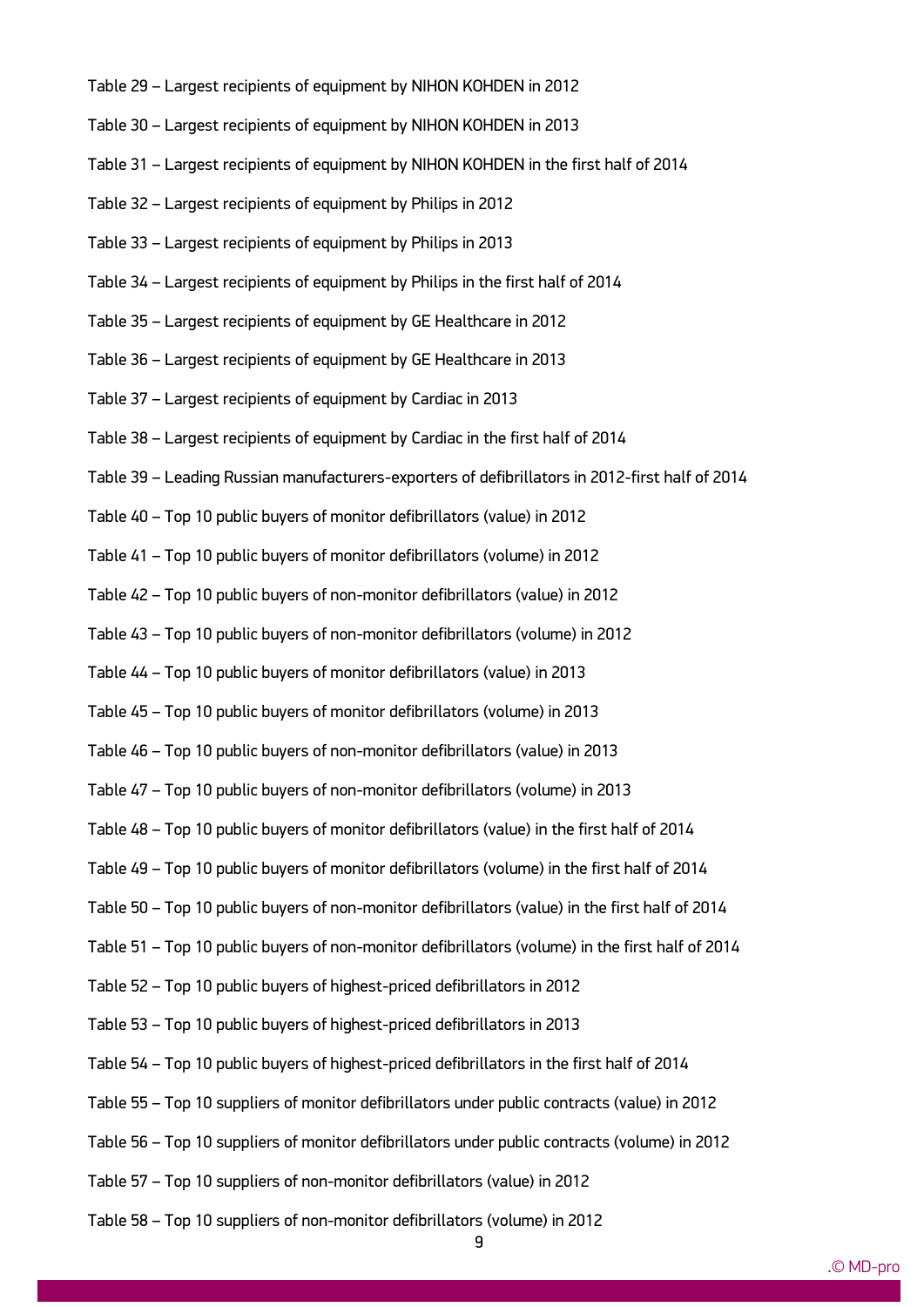Table 29 – Largest recipients of equipment by NIHON KOHDEN in 2012

Table 30 – Largest recipients of equipment by NIHON KOHDEN in 2013

Table 31 – Largest recipients of equipment by NIHON KOHDEN in the first half of 2014

Table 32 – Largest recipients of equipment by Philips in 2012

Table 33 – Largest recipients of equipment by Philips in 2013

Table 34 – Largest recipients of equipment by Philips in the first half of 2014

Table 35 – Largest recipients of equipment by GE Healthcare in 2012

Table 36 – Largest recipients of equipment by GE Healthcare in 2013

Table 37 – Largest recipients of equipment by Cardiac in 2013

Table 38 – Largest recipients of equipment by Cardiac in the first half of 2014

Table 39 – Leading Russian manufacturers-exporters of defibrillators in 2012-first half of 2014

Table 40 – Top 10 public buyers of monitor defibrillators (value) in 2012

Table 41 – Top 10 public buyers of monitor defibrillators (volume) in 2012

Table 42 – Top 10 public buyers of non-monitor defibrillators (value) in 2012

Table 43 – Top 10 public buyers of non-monitor defibrillators (volume) in 2012

Table 44 – Top 10 public buyers of monitor defibrillators (value) in 2013

Table 45 – Top 10 public buyers of monitor defibrillators (volume) in 2013

Table 46 – Top 10 public buyers of non-monitor defibrillators (value) in 2013

Table 47 – Top 10 public buyers of non-monitor defibrillators (volume) in 2013

Table 48 – Top 10 public buyers of monitor defibrillators (value) in the first half of 2014

Table 49 – Top 10 public buyers of monitor defibrillators (volume) in the first half of 2014

Table 50 – Top 10 public buyers of non-monitor defibrillators (value) in the first half of 2014

Table 51 – Top 10 public buyers of non-monitor defibrillators (volume) in the first half of 2014

Table 52 – Top 10 public buyers of highest-priced defibrillators in 2012

Table 53 – Top 10 public buyers of highest-priced defibrillators in 2013

Table 54 – Top 10 public buyers of highest-priced defibrillators in the first half of 2014

Table 55 – Top 10 suppliers of monitor defibrillators under public contracts (value) in 2012

Table 56 – Top 10 suppliers of monitor defibrillators under public contracts (volume) in 2012

Table 57 – Top 10 suppliers of non-monitor defibrillators (value) in 2012

Table 58 – Top 10 suppliers of non-monitor defibrillators (volume) in 2012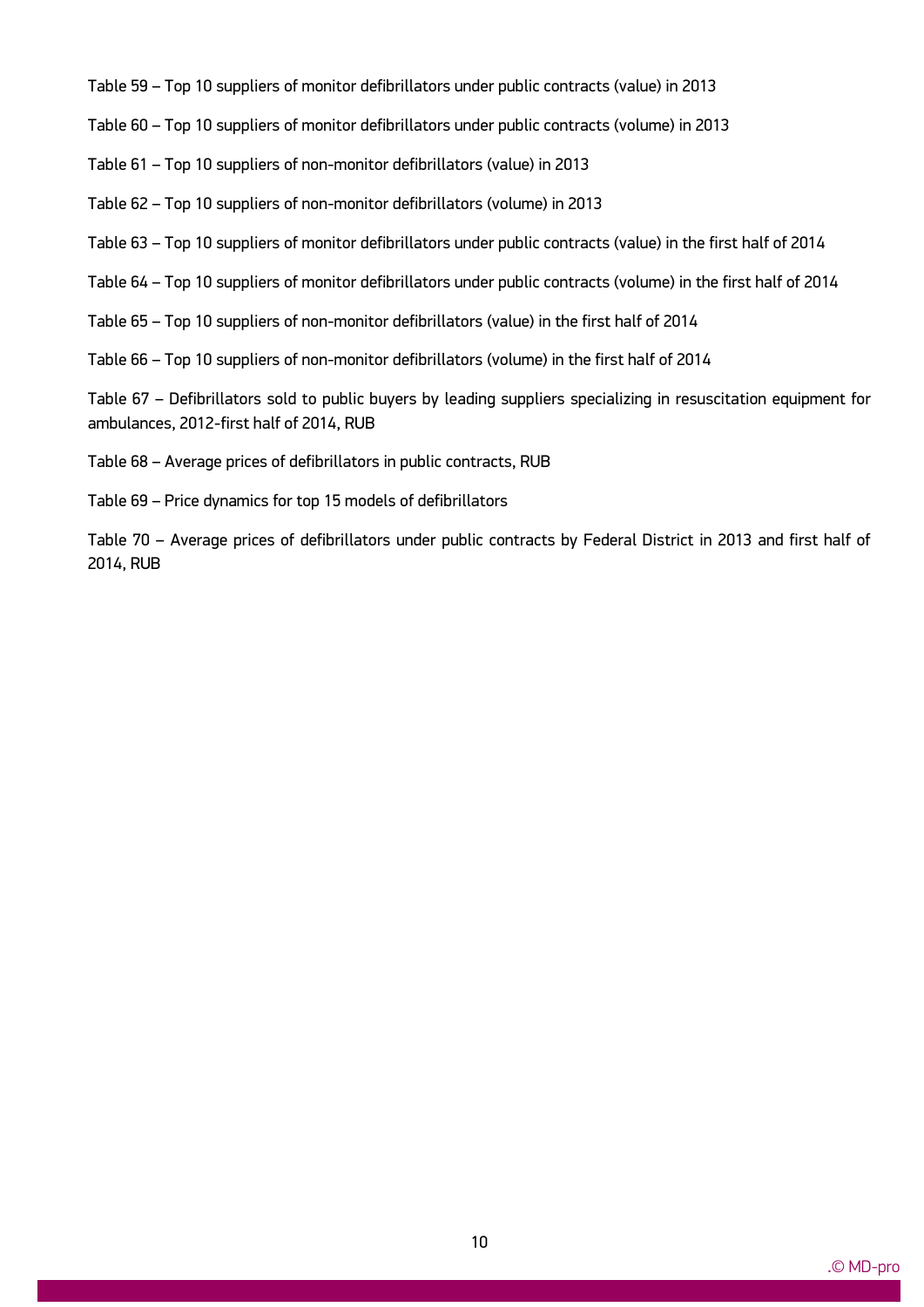Table 59 – Top 10 suppliers of monitor defibrillators under public contracts (value) in 2013

Table 60 – Top 10 suppliers of monitor defibrillators under public contracts (volume) in 2013

Table 61 – Top 10 suppliers of non-monitor defibrillators (value) in 2013

Table 62 – Top 10 suppliers of non-monitor defibrillators (volume) in 2013

Table 63 – Top 10 suppliers of monitor defibrillators under public contracts (value) in the first half of 2014

Table 64 – Top 10 suppliers of monitor defibrillators under public contracts (volume) in the first half of 2014

Table 65 – Top 10 suppliers of non-monitor defibrillators (value) in the first half of 2014

Table 66 – Top 10 suppliers of non-monitor defibrillators (volume) in the first half of 2014

Table 67 – Defibrillators sold to public buyers by leading suppliers specializing in resuscitation equipment for ambulances, 2012-first half of 2014, RUB

Table 68 – Average prices of defibrillators in public contracts, RUB

Table 69 – Price dynamics for top 15 models of defibrillators

Table 70 – Average prices of defibrillators under public contracts by Federal District in 2013 and first half of 2014, RUB